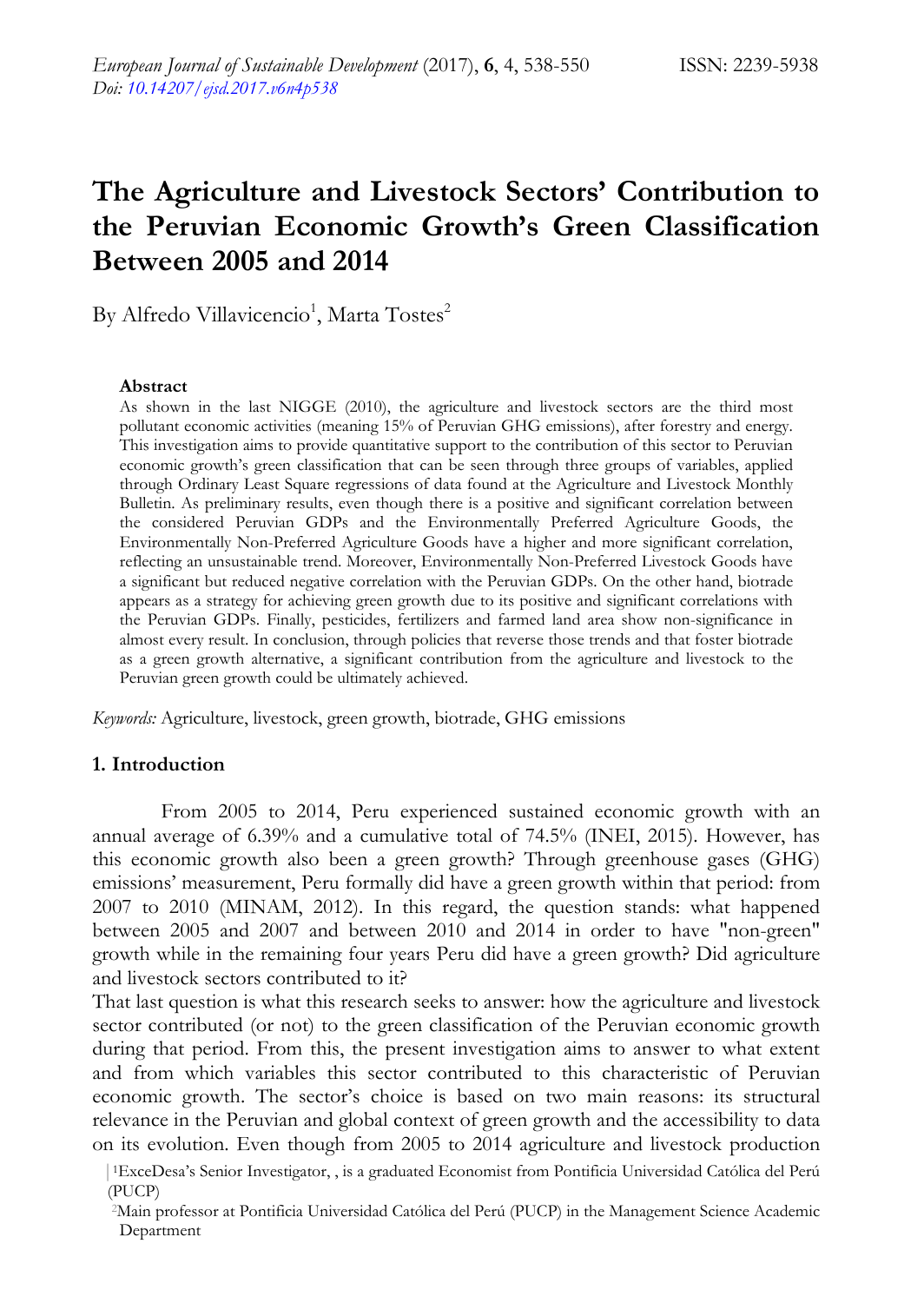# The Agriculture and Livestock Sectors' Contribution to the Peruvian Economic Growth's Green Classification Between 2005 and 2014

By Alfredo Villavicencio[1], Marta Tostes[2]

### Abstract

As shown in the last NIGGE (2010), the agriculture and livestock sectors are the third most pollutant economic activities (meaning 15% of Peruvian GHG emissions), after forestry and energy. This investigation aims to provide quantitative support to the contribution of this sector to Peruvian economic growth's green classification that can be seen through three groups of variables, applied through Ordinary Least Square regressions of data found at the Agriculture and Livestock Monthly Bulletin. As preliminary results, even though there is a positive and significant correlation between the considered Peruvian GDPs and the Environmentally Preferred Agriculture Goods, the Environmentally Non-Preferred Agriculture Goods have a higher and more significant correlation, reflecting an unsustainable trend. Moreover, Environmentally Non-Preferred Livestock Goods have a significant but reduced negative correlation with the Peruvian GDPs. On the other hand, biotrade appears as a strategy for achieving green growth due to its positive and significant correlations with the Peruvian GDPs. Finally, pesticides, fertilizers and farmed land area show non-significance in almost every result. In conclusion, through policies that reverse those trends and that foster biotrade as a green growth alternative, a significant contribution from the agriculture and livestock to the Peruvian green growth could be ultimately achieved.

*Keywords:* Agriculture, livestock, green growth, biotrade, GHG emissions

## 1. Introduction

From 2005 to 2014, Peru experienced sustained economic growth with an annual average of 6.39% and a cumulative total of 74.5% (INEI, 2015). However, has this economic growth also been a green growth? Through greenhouse gases (GHG) emissions' measurement, Peru formally did have a green growth within that period: from 2007 to 2010 (MINAM, 2012). In this regard, the question stands: what happened between 2005 and 2007 and between 2010 and 2014 in order to have "non-green" growth while in the remaining four years Peru did have a green growth? Did agriculture and livestock sectors contributed to it?

That last question is what this research seeks to answer: how the agriculture and livestock sector contributed (or not) to the green classification of the Peruvian economic growth during that period. From this, the present investigation aims to answer to what extent and from which variables this sector contributed to this characteristic of Peruvian economic growth. The sector's choice is based on two main reasons: its structural relevance in the Peruvian and global context of green growth and the accessibility to data on its evolution. Even though from 2005 to 2014 agriculture and livestock production

[1] ExceDesa's Senior Investigator, , is a graduated Economist from Pontificia Universidad Católica del Perú (PUCP)

[2] Main professor at Pontificia Universidad Católica del Perú (PUCP) in the Management Science Academic Department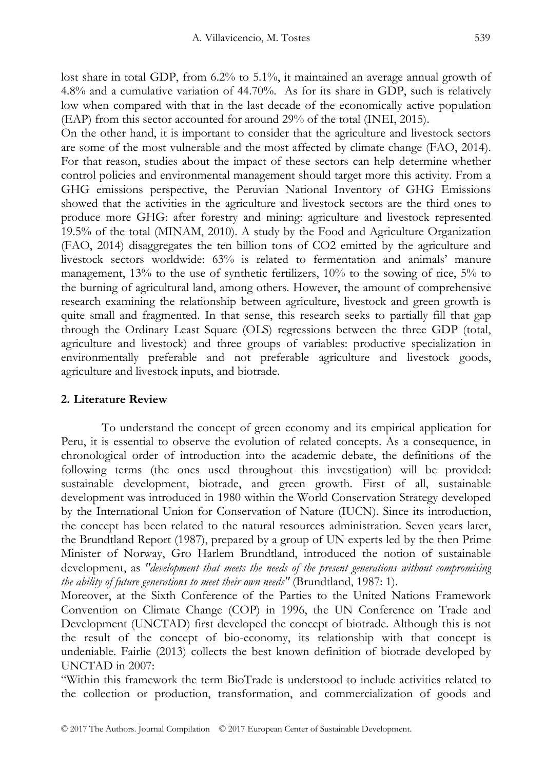lost share in total GDP, from 6.2% to 5.1%, it maintained an average annual growth of 4.8% and a cumulative variation of 44.70%. As for its share in GDP, such is relatively low when compared with that in the last decade of the economically active population (EAP) from this sector accounted for around 29% of the total (INEI, 2015).

On the other hand, it is important to consider that the agriculture and livestock sectors are some of the most vulnerable and the most affected by climate change (FAO, 2014). For that reason, studies about the impact of these sectors can help determine whether control policies and environmental management should target more this activity. From a GHG emissions perspective, the Peruvian National Inventory of GHG Emissions showed that the activities in the agriculture and livestock sectors are the third ones to produce more GHG: after forestry and mining: agriculture and livestock represented 19.5% of the total (MINAM, 2010). A study by the Food and Agriculture Organization (FAO, 2014) disaggregates the ten billion tons of $CO_2$ emitted by the agriculture and livestock sectors worldwide: 63% is related to fermentation and animals' manure management, 13% to the use of synthetic fertilizers, 10% to the sowing of rice, 5% to the burning of agricultural land, among others. However, the amount of comprehensive research examining the relationship between agriculture, livestock and green growth is quite small and fragmented. In that sense, this research seeks to partially fill that gap through the Ordinary Least Square (OLS) regressions between the three GDP (total, agriculture and livestock) and three groups of variables: productive specialization in environmentally preferable and not preferable agriculture and livestock goods, agriculture and livestock inputs, and biotrade.

## 2. Literature Review

To understand the concept of green economy and its empirical application for Peru, it is essential to observe the evolution of related concepts. As a consequence, in chronological order of introduction into the academic debate, the definitions of the following terms (the ones used throughout this investigation) will be provided: sustainable development, biotrade, and green growth. First of all, sustainable development was introduced in 1980 within the World Conservation Strategy developed by the International Union for Conservation of Nature (IUCN). Since its introduction, the concept has been related to the natural resources administration. Seven years later, the Brundtland Report (1987), prepared by a group of UN experts led by the then Prime Minister of Norway, Gro Harlem Brundtland, introduced the notion of sustainable development, as *"development that meets the needs of the present generations without compromising the ability of future generations to meet their own needs"* (Brundtland, 1987: 1).

Moreover, at the Sixth Conference of the Parties to the United Nations Framework Convention on Climate Change (COP) in 1996, the UN Conference on Trade and Development (UNCTAD) first developed the concept of biotrade. Although this is not the result of the concept of bio-economy, its relationship with that concept is undeniable. Fairlie (2013) collects the best known definition of biotrade developed by UNCTAD in 2007:

"Within this framework the term BioTrade is understood to include activities related to the collection or production, transformation, and commercialization of goods and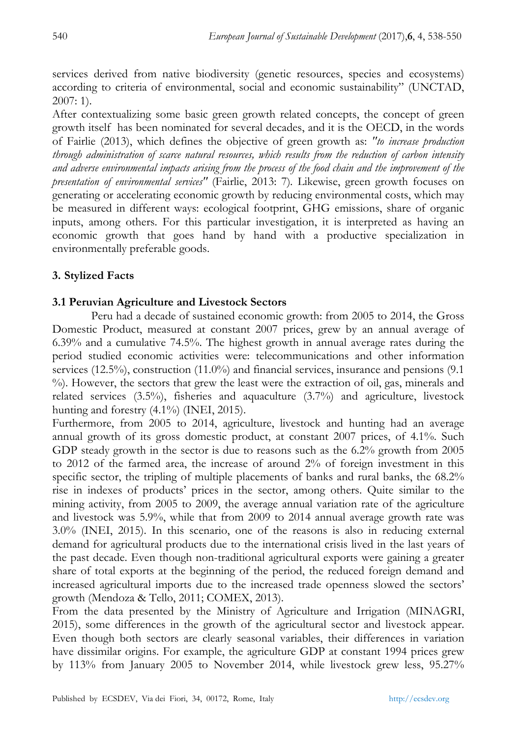services derived from native biodiversity (genetic resources, species and ecosystems) according to criteria of environmental, social and economic sustainability" (UNCTAD, 2007: 1).

After contextualizing some basic green growth related concepts, the concept of green growth itself has been nominated for several decades, and it is the OECD, in the words of Fairlie (2013), which defines the objective of green growth as: *"to increase production through administration of scarce natural resources, which results from the reduction of carbon intensity and adverse environmental impacts arising from the process of the food chain and the improvement of the presentation of environmental services"* (Fairlie, 2013: 7). Likewise, green growth focuses on generating or accelerating economic growth by reducing environmental costs, which may be measured in different ways: ecological footprint, GHG emissions, share of organic inputs, among others. For this particular investigation, it is interpreted as having an economic growth that goes hand by hand with a productive specialization in environmentally preferable goods.

## 3. Stylized Facts

### 3.1 Peruvian Agriculture and Livestock Sectors

Peru had a decade of sustained economic growth: from 2005 to 2014, the Gross Domestic Product, measured at constant 2007 prices, grew by an annual average of 6.39% and a cumulative 74.5%. The highest growth in annual average rates during the period studied economic activities were: telecommunications and other information services (12.5%), construction (11.0%) and financial services, insurance and pensions (9.1 %). However, the sectors that grew the least were the extraction of oil, gas, minerals and related services (3.5%), fisheries and aquaculture (3.7%) and agriculture, livestock hunting and forestry (4.1%) (INEI, 2015).

Furthermore, from 2005 to 2014, agriculture, livestock and hunting had an average annual growth of its gross domestic product, at constant 2007 prices, of 4.1%. Such GDP steady growth in the sector is due to reasons such as the 6.2% growth from 2005 to 2012 of the farmed area, the increase of around 2% of foreign investment in this specific sector, the tripling of multiple placements of banks and rural banks, the 68.2% rise in indexes of products' prices in the sector, among others. Quite similar to the mining activity, from 2005 to 2009, the average annual variation rate of the agriculture and livestock was 5.9%, while that from 2009 to 2014 annual average growth rate was 3.0% (INEI, 2015). In this scenario, one of the reasons is also in reducing external demand for agricultural products due to the international crisis lived in the last years of the past decade. Even though non-traditional agricultural exports were gaining a greater share of total exports at the beginning of the period, the reduced foreign demand and increased agricultural imports due to the increased trade openness slowed the sectors' growth (Mendoza & Tello, 2011; COMEX, 2013).

From the data presented by the Ministry of Agriculture and Irrigation (MINAGRI, 2015), some differences in the growth of the agricultural sector and livestock appear. Even though both sectors are clearly seasonal variables, their differences in variation have dissimilar origins. For example, the agriculture GDP at constant 1994 prices grew by 113% from January 2005 to November 2014, while livestock grew less, 95.27%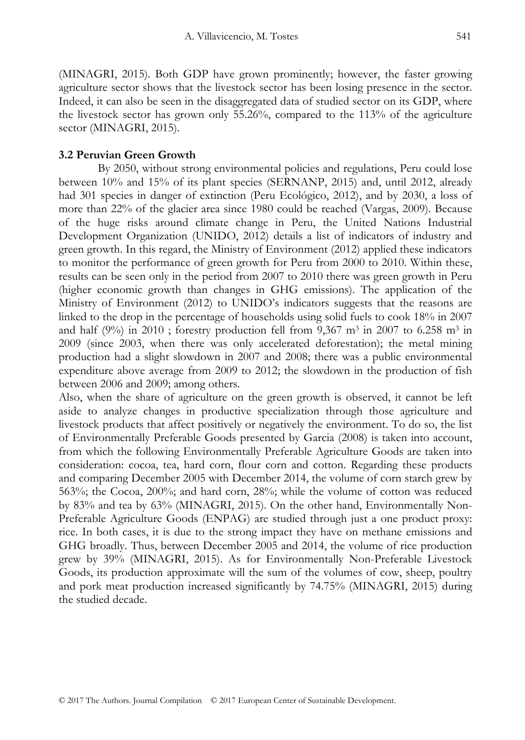(MINAGRI, 2015). Both GDP have grown prominently; however, the faster growing agriculture sector shows that the livestock sector has been losing presence in the sector. Indeed, it can also be seen in the disaggregated data of studied sector on its GDP, where the livestock sector has grown only 55.26%, compared to the 113% of the agriculture sector (MINAGRI, 2015).

### 3.2 Peruvian Green Growth

By 2050, without strong environmental policies and regulations, Peru could lose between 10% and 15% of its plant species (SERNANP, 2015) and, until 2012, already had 301 species in danger of extinction (Peru Ecológico, 2012), and by 2030, a loss of more than 22% of the glacier area since 1980 could be reached (Vargas, 2009). Because of the huge risks around climate change in Peru, the United Nations Industrial Development Organization (UNIDO, 2012) details a list of indicators of industry and green growth. In this regard, the Ministry of Environment (2012) applied these indicators to monitor the performance of green growth for Peru from 2000 to 2010. Within these, results can be seen only in the period from 2007 to 2010 there was green growth in Peru (higher economic growth than changes in GHG emissions). The application of the Ministry of Environment (2012) to UNIDO's indicators suggests that the reasons are linked to the drop in the percentage of households using solid fuels to cook 18% in 2007 and half (9%) in 2010 ; forestry production fell from 9,367 $m^3$ in 2007 to 6.258 $m^3$ in 2009 (since 2003, when there was only accelerated deforestation); the metal mining production had a slight slowdown in 2007 and 2008; there was a public environmental expenditure above average from 2009 to 2012; the slowdown in the production of fish between 2006 and 2009; among others.

Also, when the share of agriculture on the green growth is observed, it cannot be left aside to analyze changes in productive specialization through those agriculture and livestock products that affect positively or negatively the environment. To do so, the list of Environmentally Preferable Goods presented by Garcia (2008) is taken into account, from which the following Environmentally Preferable Agriculture Goods are taken into consideration: cocoa, tea, hard corn, flour corn and cotton. Regarding these products and comparing December 2005 with December 2014, the volume of corn starch grew by 563%; the Cocoa, 200%; and hard corn, 28%; while the volume of cotton was reduced by 83% and tea by 63% (MINAGRI, 2015). On the other hand, Environmentally Non-Preferable Agriculture Goods (ENPAG) are studied through just a one product proxy: rice. In both cases, it is due to the strong impact they have on methane emissions and GHG broadly. Thus, between December 2005 and 2014, the volume of rice production grew by 39% (MINAGRI, 2015). As for Environmentally Non-Preferable Livestock Goods, its production approximate will the sum of the volumes of cow, sheep, poultry and pork meat production increased significantly by 74.75% (MINAGRI, 2015) during the studied decade.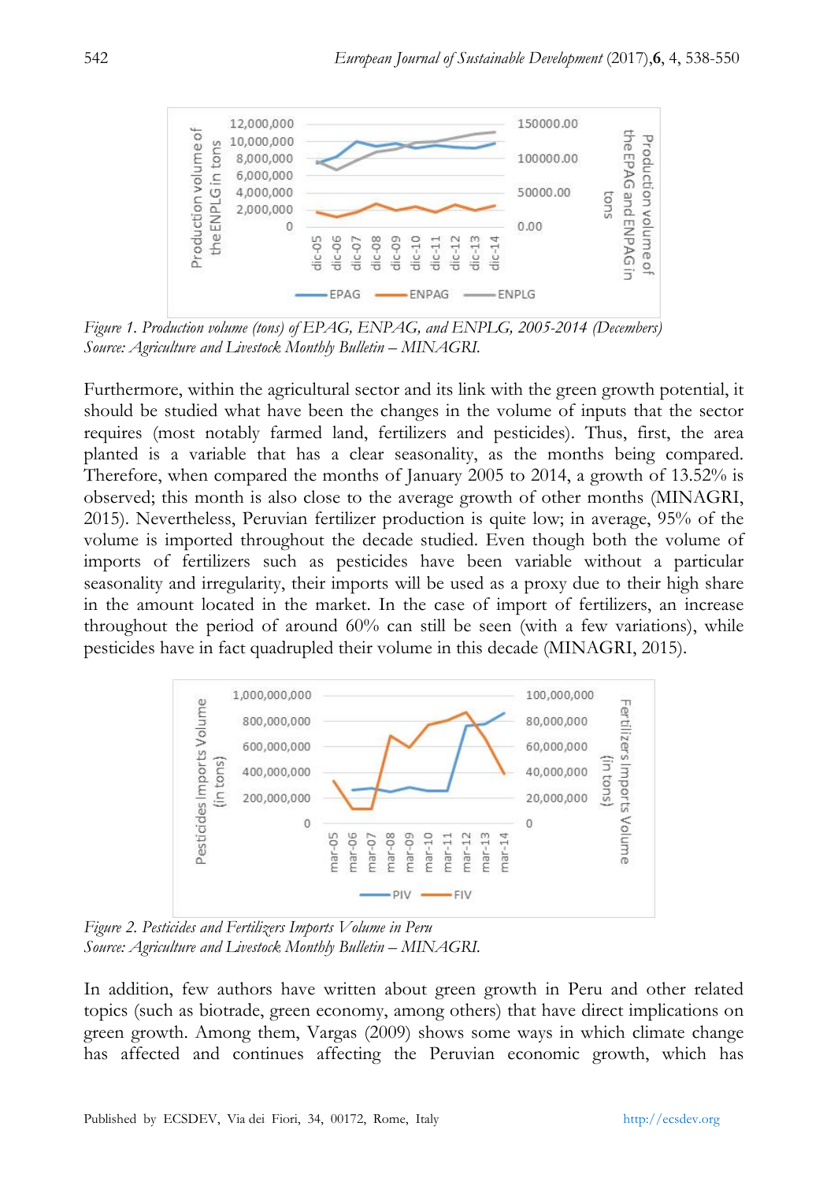Figure 1. Production volume (tons) of EPAG, ENPAG, and ENPLG, 2005-2014 (Decembers)
Source: Agriculture and Livestock Monthly Bulletin – MINAGRI.

Furthermore, within the agricultural sector and its link with the green growth potential, it should be studied what have been the changes in the volume of inputs that the sector requires (most notably farmed land, fertilizers and pesticides). Thus, first, the area planted is a variable that has a clear seasonality, as the months being compared. Therefore, when compared the months of January 2005 to 2014, a growth of 13.52% is observed; this month is also close to the average growth of other months (MINAGRI, 2015). Nevertheless, Peruvian fertilizer production is quite low; in average, 95% of the volume is imported throughout the decade studied. Even though both the volume of imports of fertilizers such as pesticides have been variable without a particular seasonality and irregularity, their imports will be used as a proxy due to their high share in the amount located in the market. In the case of import of fertilizers, an increase throughout the period of around 60% can still be seen (with a few variations), while pesticides have in fact quadrupled their volume in this decade (MINAGRI, 2015).

Figure 2. Pesticides and Fertilizers Imports Volume in Peru
Source: Agriculture and Livestock Monthly Bulletin – MINAGRI.

In addition, few authors have written about green growth in Peru and other related topics (such as biotrade, green economy, among others) that have direct implications on green growth. Among them, Vargas (2009) shows some ways in which climate change has affected and continues affecting the Peruvian economic growth, which has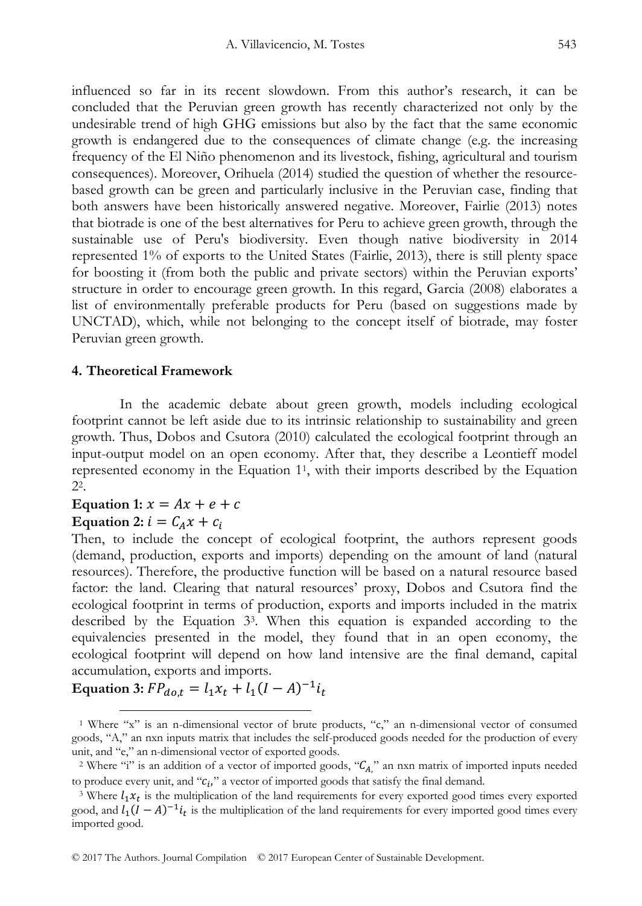influenced so far in its recent slowdown. From this author's research, it can be concluded that the Peruvian green growth has recently characterized not only by the undesirable trend of high GHG emissions but also by the fact that the same economic growth is endangered due to the consequences of climate change (e.g. the increasing frequency of the El Niño phenomenon and its livestock, fishing, agricultural and tourism consequences). Moreover, Orihuela (2014) studied the question of whether the resource-based growth can be green and particularly inclusive in the Peruvian case, finding that both answers have been historically answered negative. Moreover, Fairlie (2013) notes that biotrade is one of the best alternatives for Peru to achieve green growth, through the sustainable use of Peru's biodiversity. Even though native biodiversity in 2014 represented 1% of exports to the United States (Fairlie, 2013), there is still plenty space for boosting it (from both the public and private sectors) within the Peruvian exports' structure in order to encourage green growth. In this regard, Garcia (2008) elaborates a list of environmentally preferable products for Peru (based on suggestions made by UNCTAD), which, while not belonging to the concept itself of biotrade, may foster Peruvian green growth.

## 4. Theoretical Framework

In the academic debate about green growth, models including ecological footprint cannot be left aside due to its intrinsic relationship to sustainability and green growth. Thus, Dobos and Csutora (2010) calculated the ecological footprint through an input-output model on an open economy. After that, they describe a Leontieff model represented economy in the Equation 1[1], with their imports described by the Equation 2[2].

**Equation 1:** $x = Ax + e + c$

**Equation 2:** $i = C_A x + c_i$

Then, to include the concept of ecological footprint, the authors represent goods (demand, production, exports and imports) depending on the amount of land (natural resources). Therefore, the productive function will be based on a natural resource based factor: the land. Clearing that natural resources' proxy, Dobos and Csutora find the ecological footprint in terms of production, exports and imports included in the matrix described by the Equation 3[3]. When this equation is expanded according to the equivalencies presented in the model, they found that in an open economy, the ecological footprint will depend on how land intensive are the final demand, capital accumulation, exports and imports.

**Equation 3:** $FP_{do,t} = l_1 x_t + l_1 (I - A)^{-1} i_t$

---

[1] Where "x" is an n-dimensional vector of brute products, "c," an n-dimensional vector of consumed goods, "A," an nxn inputs matrix that includes the self-produced goods needed for the production of every unit, and "e," an n-dimensional vector of exported goods.

[2] Where "i" is an addition of a vector of imported goods, "$C_A$," an nxn matrix of imported inputs needed to produce every unit, and "$c_i$," a vector of imported goods that satisfy the final demand.

[3] Where $l_1 x_t$ is the multiplication of the land requirements for every exported good times every exported good, and $l_1 (I - A)^{-1} i_t$ is the multiplication of the land requirements for every imported good times every imported good.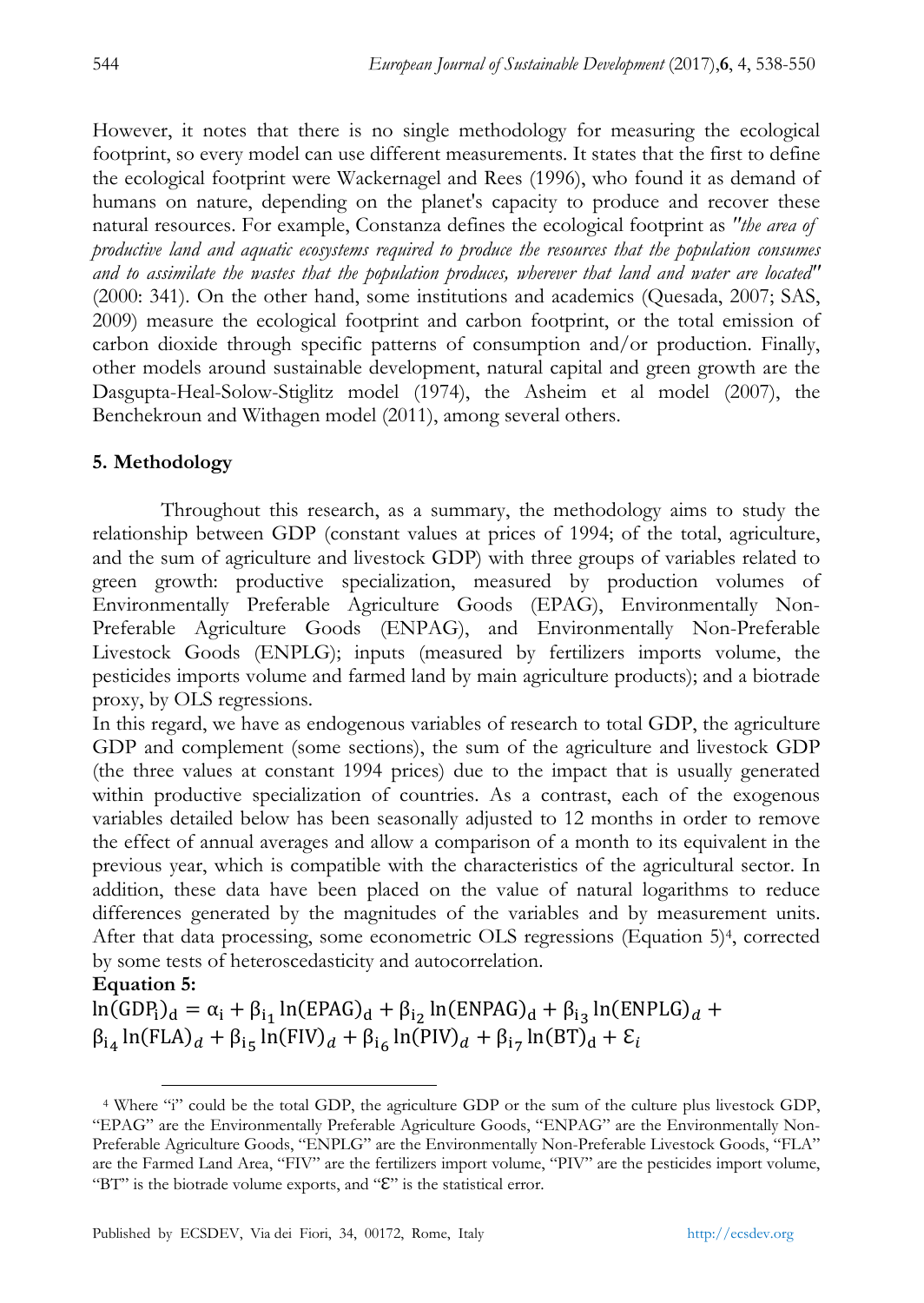However, it notes that there is no single methodology for measuring the ecological footprint, so every model can use different measurements. It states that the first to define the ecological footprint were Wackernagel and Rees (1996), who found it as demand of humans on nature, depending on the planet's capacity to produce and recover these natural resources. For example, Constanza defines the ecological footprint as *"the area of productive land and aquatic ecosystems required to produce the resources that the population consumes and to assimilate the wastes that the population produces, wherever that land and water are located"* (2000: 341). On the other hand, some institutions and academics (Quesada, 2007; SAS, 2009) measure the ecological footprint and carbon footprint, or the total emission of carbon dioxide through specific patterns of consumption and/or production. Finally, other models around sustainable development, natural capital and green growth are the Dasgupta-Heal-Solow-Stiglitz model (1974), the Asheim et al model (2007), the Benchekroun and Withagen model (2011), among several others.

## 5. Methodology

Throughout this research, as a summary, the methodology aims to study the relationship between GDP (constant values at prices of 1994; of the total, agriculture, and the sum of agriculture and livestock GDP) with three groups of variables related to green growth: productive specialization, measured by production volumes of Environmentally Preferable Agriculture Goods (EPAG), Environmentally Non-Preferable Agriculture Goods (ENPAG), and Environmentally Non-Preferable Livestock Goods (ENPLG); inputs (measured by fertilizers imports volume, the pesticides imports volume and farmed land by main agriculture products); and a biotrade proxy, by OLS regressions.

In this regard, we have as endogenous variables of research to total GDP, the agriculture GDP and complement (some sections), the sum of the agriculture and livestock GDP (the three values at constant 1994 prices) due to the impact that is usually generated within productive specialization of countries. As a contrast, each of the exogenous variables detailed below has been seasonally adjusted to 12 months in order to remove the effect of annual averages and allow a comparison of a month to its equivalent in the previous year, which is compatible with the characteristics of the agricultural sector. In addition, these data have been placed on the value of natural logarithms to reduce differences generated by the magnitudes of the variables and by measurement units. After that data processing, some econometric OLS regressions (Equation 5)[4], corrected by some tests of heteroscedasticity and autocorrelation.

**Equation 5:**

$$\ln(\mathrm{GDP_i})_d = \alpha_i + \beta_{i_1}\ln(\mathrm{EPAG})_d + \beta_{i_2}\ln(\mathrm{ENPAG})_d + \beta_{i_3}\ln(\mathrm{ENPLG})_d + \beta_{i_4}\ln(\mathrm{FLA})_d + \beta_{i_5}\ln(\mathrm{FIV})_d + \beta_{i_6}\ln(\mathrm{PIV})_d + \beta_{i_7}\ln(\mathrm{BT})_d + \mathcal{E}_i$$

[4] Where "i" could be the total GDP, the agriculture GDP or the sum of the culture plus livestock GDP, "EPAG" are the Environmentally Preferable Agriculture Goods, "ENPAG" are the Environmentally Non-Preferable Agriculture Goods, "ENPLG" are the Environmentally Non-Preferable Livestock Goods, "FLA" are the Farmed Land Area, "FIV" are the fertilizers import volume, "PIV" are the pesticides import volume, "BT" is the biotrade volume exports, and "$\mathcal{E}$" is the statistical error.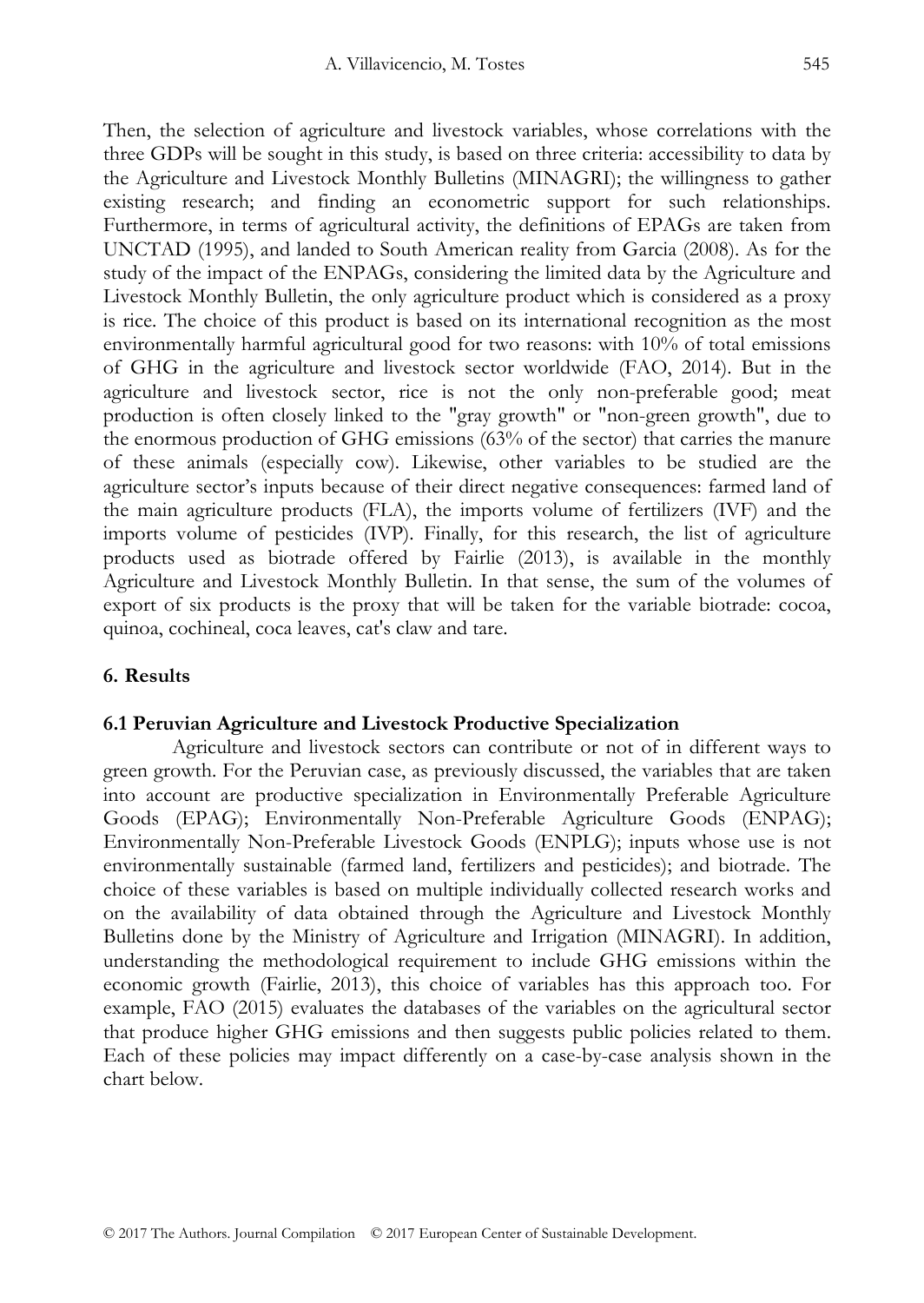Then, the selection of agriculture and livestock variables, whose correlations with the three GDPs will be sought in this study, is based on three criteria: accessibility to data by the Agriculture and Livestock Monthly Bulletins (MINAGRI); the willingness to gather existing research; and finding an econometric support for such relationships. Furthermore, in terms of agricultural activity, the definitions of EPAGs are taken from UNCTAD (1995), and landed to South American reality from Garcia (2008). As for the study of the impact of the ENPAGs, considering the limited data by the Agriculture and Livestock Monthly Bulletin, the only agriculture product which is considered as a proxy is rice. The choice of this product is based on its international recognition as the most environmentally harmful agricultural good for two reasons: with 10% of total emissions of GHG in the agriculture and livestock sector worldwide (FAO, 2014). But in the agriculture and livestock sector, rice is not the only non-preferable good; meat production is often closely linked to the "gray growth" or "non-green growth", due to the enormous production of GHG emissions (63% of the sector) that carries the manure of these animals (especially cow). Likewise, other variables to be studied are the agriculture sector's inputs because of their direct negative consequences: farmed land of the main agriculture products (FLA), the imports volume of fertilizers (IVF) and the imports volume of pesticides (IVP). Finally, for this research, the list of agriculture products used as biotrade offered by Fairlie (2013), is available in the monthly Agriculture and Livestock Monthly Bulletin. In that sense, the sum of the volumes of export of six products is the proxy that will be taken for the variable biotrade: cocoa, quinoa, cochineal, coca leaves, cat's claw and tare.

## 6. Results

### 6.1 Peruvian Agriculture and Livestock Productive Specialization

Agriculture and livestock sectors can contribute or not of in different ways to green growth. For the Peruvian case, as previously discussed, the variables that are taken into account are productive specialization in Environmentally Preferable Agriculture Goods (EPAG); Environmentally Non-Preferable Agriculture Goods (ENPAG); Environmentally Non-Preferable Livestock Goods (ENPLG); inputs whose use is not environmentally sustainable (farmed land, fertilizers and pesticides); and biotrade. The choice of these variables is based on multiple individually collected research works and on the availability of data obtained through the Agriculture and Livestock Monthly Bulletins done by the Ministry of Agriculture and Irrigation (MINAGRI). In addition, understanding the methodological requirement to include GHG emissions within the economic growth (Fairlie, 2013), this choice of variables has this approach too. For example, FAO (2015) evaluates the databases of the variables on the agricultural sector that produce higher GHG emissions and then suggests public policies related to them. Each of these policies may impact differently on a case-by-case analysis shown in the chart below.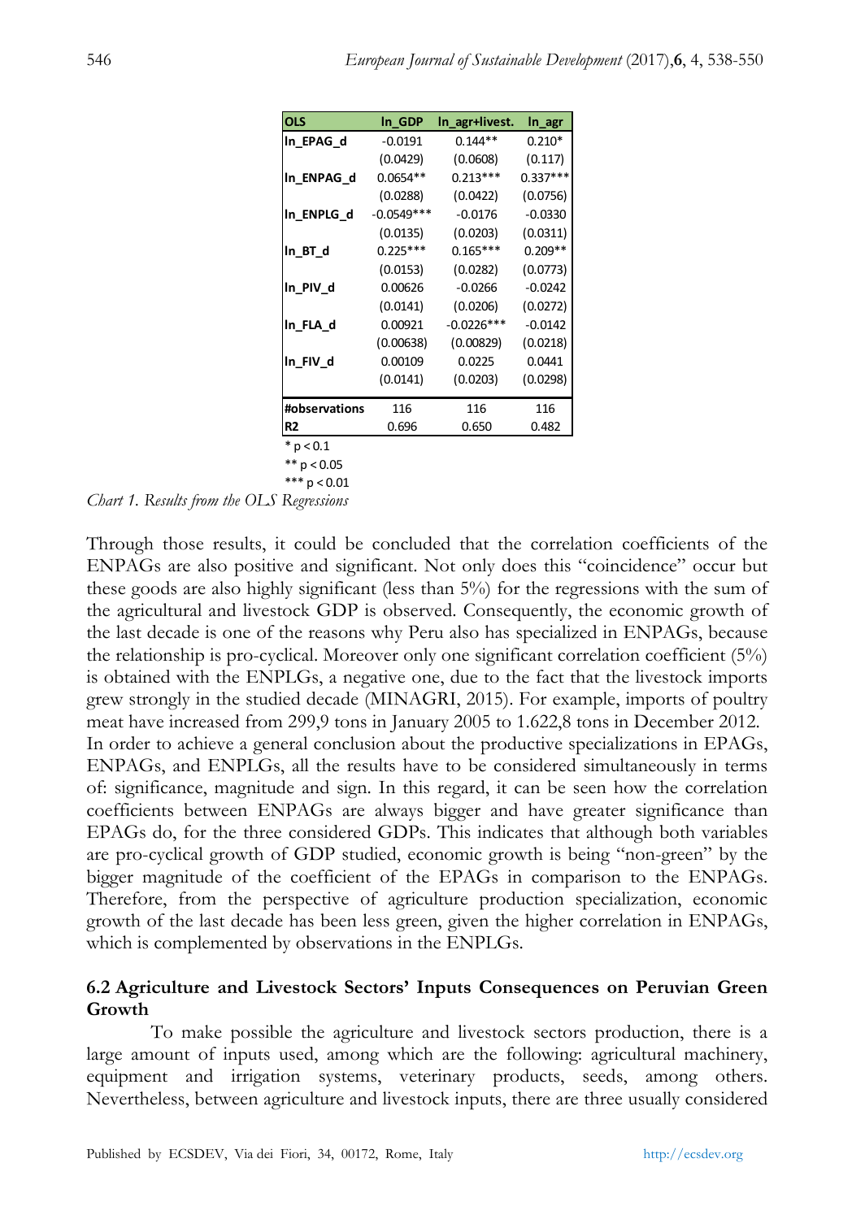| OLS | ln_GDP | ln_agr+livest. | ln_agr |
|---|---|---|---|
| ln_EPAG_d | -0.0191 | 0.144** | 0.210* |
| | (0.0429) | (0.0608) | (0.117) |
| ln_ENPAG_d | 0.0654** | 0.213*** | 0.337*** |
| | (0.0288) | (0.0422) | (0.0756) |
| ln_ENPLG_d | -0.0549*** | -0.0176 | -0.0330 |
| | (0.0135) | (0.0203) | (0.0311) |
| ln_BT_d | 0.225*** | 0.165*** | 0.209** |
| | (0.0153) | (0.0282) | (0.0773) |
| ln_PIV_d | 0.00626 | -0.0266 | -0.0242 |
| | (0.0141) | (0.0206) | (0.0272) |
| ln_FLA_d | 0.00921 | -0.0226*** | -0.0142 |
| | (0.00638) | (0.00829) | (0.0218) |
| ln_FIV_d | 0.00109 | 0.0225 | 0.0441 |
| | (0.0141) | (0.0203) | (0.0298) |
| #observations | 116 | 116 | 116 |
| R2 | 0.696 | 0.650 | 0.482 |

\* $p < 0.1$

\*\* $p < 0.05$

\*\*\* $p < 0.01$

*Chart 1. Results from the OLS Regressions*

Through those results, it could be concluded that the correlation coefficients of the ENPAGs are also positive and significant. Not only does this "coincidence" occur but these goods are also highly significant (less than 5%) for the regressions with the sum of the agricultural and livestock GDP is observed. Consequently, the economic growth of the last decade is one of the reasons why Peru also has specialized in ENPAGs, because the relationship is pro-cyclical. Moreover only one significant correlation coefficient (5%) is obtained with the ENPLGs, a negative one, due to the fact that the livestock imports grew strongly in the studied decade (MINAGRI, 2015). For example, imports of poultry meat have increased from 299,9 tons in January 2005 to 1.622,8 tons in December 2012.

In order to achieve a general conclusion about the productive specializations in EPAGs, ENPAGs, and ENPLGs, all the results have to be considered simultaneously in terms of: significance, magnitude and sign. In this regard, it can be seen how the correlation coefficients between ENPAGs are always bigger and have greater significance than EPAGs do, for the three considered GDPs. This indicates that although both variables are pro-cyclical growth of GDP studied, economic growth is being "non-green" by the bigger magnitude of the coefficient of the EPAGs in comparison to the ENPAGs. Therefore, from the perspective of agriculture production specialization, economic growth of the last decade has been less green, given the higher correlation in ENPAGs, which is complemented by observations in the ENPLGs.

## 6.2 Agriculture and Livestock Sectors' Inputs Consequences on Peruvian Green Growth

To make possible the agriculture and livestock sectors production, there is a large amount of inputs used, among which are the following: agricultural machinery, equipment and irrigation systems, veterinary products, seeds, among others. Nevertheless, between agriculture and livestock inputs, there are three usually considered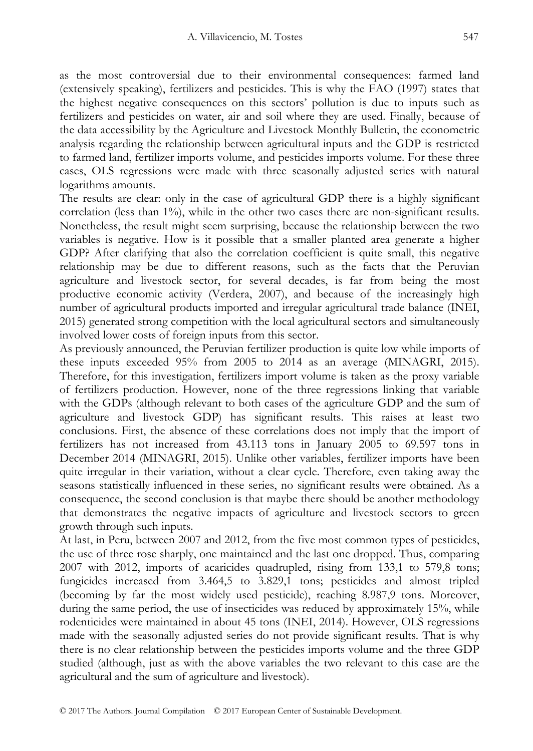as the most controversial due to their environmental consequences: farmed land (extensively speaking), fertilizers and pesticides. This is why the FAO (1997) states that the highest negative consequences on this sectors' pollution is due to inputs such as fertilizers and pesticides on water, air and soil where they are used. Finally, because of the data accessibility by the Agriculture and Livestock Monthly Bulletin, the econometric analysis regarding the relationship between agricultural inputs and the GDP is restricted to farmed land, fertilizer imports volume, and pesticides imports volume. For these three cases, OLS regressions were made with three seasonally adjusted series with natural logarithms amounts.

The results are clear: only in the case of agricultural GDP there is a highly significant correlation (less than 1%), while in the other two cases there are non-significant results. Nonetheless, the result might seem surprising, because the relationship between the two variables is negative. How is it possible that a smaller planted area generate a higher GDP? After clarifying that also the correlation coefficient is quite small, this negative relationship may be due to different reasons, such as the facts that the Peruvian agriculture and livestock sector, for several decades, is far from being the most productive economic activity (Verdera, 2007), and because of the increasingly high number of agricultural products imported and irregular agricultural trade balance (INEI, 2015) generated strong competition with the local agricultural sectors and simultaneously involved lower costs of foreign inputs from this sector.

As previously announced, the Peruvian fertilizer production is quite low while imports of these inputs exceeded 95% from 2005 to 2014 as an average (MINAGRI, 2015). Therefore, for this investigation, fertilizers import volume is taken as the proxy variable of fertilizers production. However, none of the three regressions linking that variable with the GDPs (although relevant to both cases of the agriculture GDP and the sum of agriculture and livestock GDP) has significant results. This raises at least two conclusions. First, the absence of these correlations does not imply that the import of fertilizers has not increased from 43.113 tons in January 2005 to 69.597 tons in December 2014 (MINAGRI, 2015). Unlike other variables, fertilizer imports have been quite irregular in their variation, without a clear cycle. Therefore, even taking away the seasons statistically influenced in these series, no significant results were obtained. As a consequence, the second conclusion is that maybe there should be another methodology that demonstrates the negative impacts of agriculture and livestock sectors to green growth through such inputs.

At last, in Peru, between 2007 and 2012, from the five most common types of pesticides, the use of three rose sharply, one maintained and the last one dropped. Thus, comparing 2007 with 2012, imports of acaricides quadrupled, rising from 133,1 to 579,8 tons; fungicides increased from 3.464,5 to 3.829,1 tons; pesticides and almost tripled (becoming by far the most widely used pesticide), reaching 8.987,9 tons. Moreover, during the same period, the use of insecticides was reduced by approximately 15%, while rodenticides were maintained in about 45 tons (INEI, 2014). However, OLS regressions made with the seasonally adjusted series do not provide significant results. That is why there is no clear relationship between the pesticides imports volume and the three GDP studied (although, just as with the above variables the two relevant to this case are the agricultural and the sum of agriculture and livestock).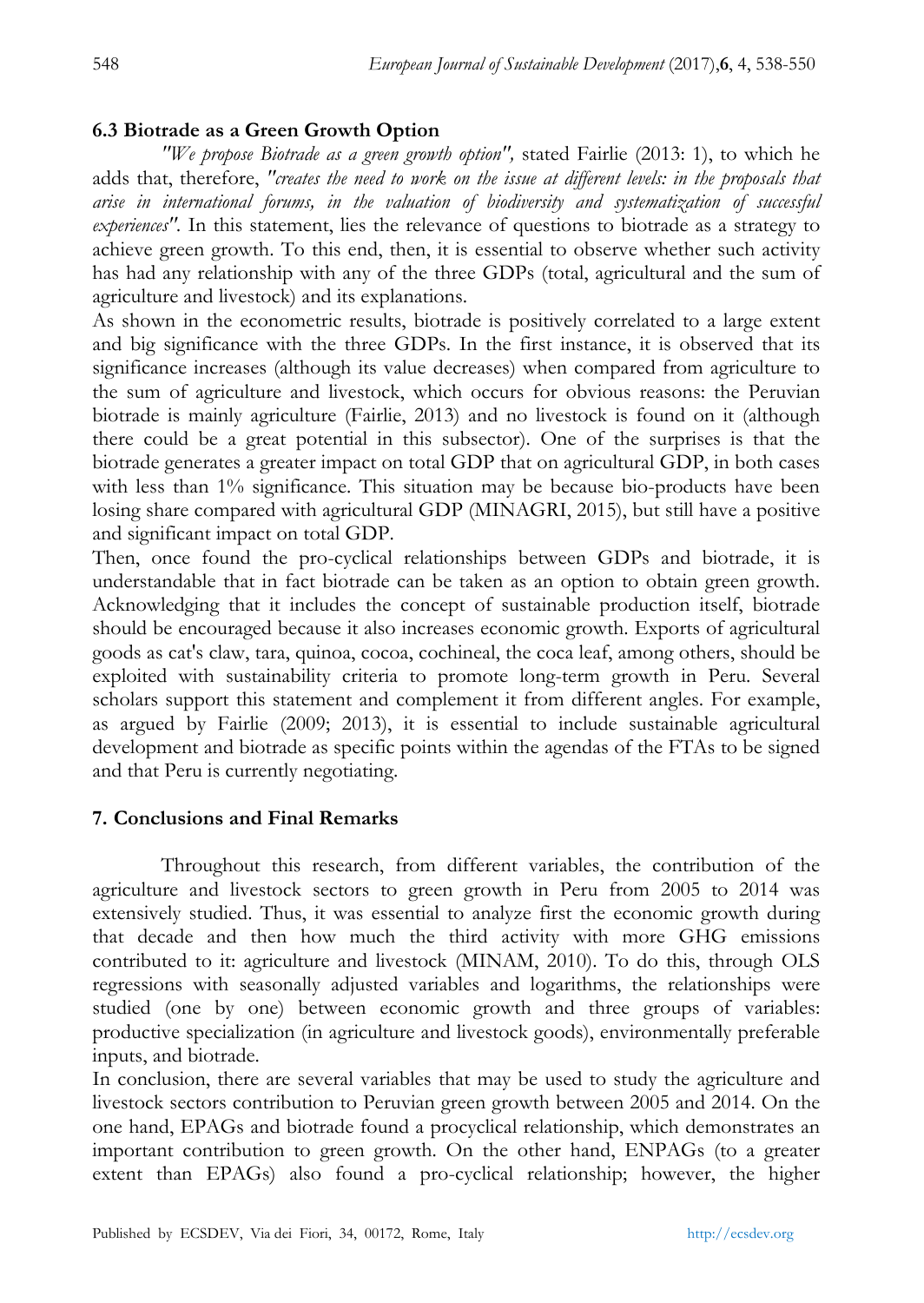### 6.3 Biotrade as a Green Growth Option

*"We propose Biotrade as a green growth option"*, stated Fairlie (2013: 1), to which he adds that, therefore, *"creates the need to work on the issue at different levels: in the proposals that arise in international forums, in the valuation of biodiversity and systematization of successful experiences"*. In this statement, lies the relevance of questions to biotrade as a strategy to achieve green growth. To this end, then, it is essential to observe whether such activity has had any relationship with any of the three GDPs (total, agricultural and the sum of agriculture and livestock) and its explanations.

As shown in the econometric results, biotrade is positively correlated to a large extent and big significance with the three GDPs. In the first instance, it is observed that its significance increases (although its value decreases) when compared from agriculture to the sum of agriculture and livestock, which occurs for obvious reasons: the Peruvian biotrade is mainly agriculture (Fairlie, 2013) and no livestock is found on it (although there could be a great potential in this subsector). One of the surprises is that the biotrade generates a greater impact on total GDP that on agricultural GDP, in both cases with less than 1% significance. This situation may be because bio-products have been losing share compared with agricultural GDP (MINAGRI, 2015), but still have a positive and significant impact on total GDP.

Then, once found the pro-cyclical relationships between GDPs and biotrade, it is understandable that in fact biotrade can be taken as an option to obtain green growth. Acknowledging that it includes the concept of sustainable production itself, biotrade should be encouraged because it also increases economic growth. Exports of agricultural goods as cat's claw, tara, quinoa, cocoa, cochineal, the coca leaf, among others, should be exploited with sustainability criteria to promote long-term growth in Peru. Several scholars support this statement and complement it from different angles. For example, as argued by Fairlie (2009; 2013), it is essential to include sustainable agricultural development and biotrade as specific points within the agendas of the FTAs to be signed and that Peru is currently negotiating.

## 7. Conclusions and Final Remarks

Throughout this research, from different variables, the contribution of the agriculture and livestock sectors to green growth in Peru from 2005 to 2014 was extensively studied. Thus, it was essential to analyze first the economic growth during that decade and then how much the third activity with more GHG emissions contributed to it: agriculture and livestock (MINAM, 2010). To do this, through OLS regressions with seasonally adjusted variables and logarithms, the relationships were studied (one by one) between economic growth and three groups of variables: productive specialization (in agriculture and livestock goods), environmentally preferable inputs, and biotrade.

In conclusion, there are several variables that may be used to study the agriculture and livestock sectors contribution to Peruvian green growth between 2005 and 2014. On the one hand, EPAGs and biotrade found a procyclical relationship, which demonstrates an important contribution to green growth. On the other hand, ENPAGs (to a greater extent than EPAGs) also found a pro-cyclical relationship; however, the higher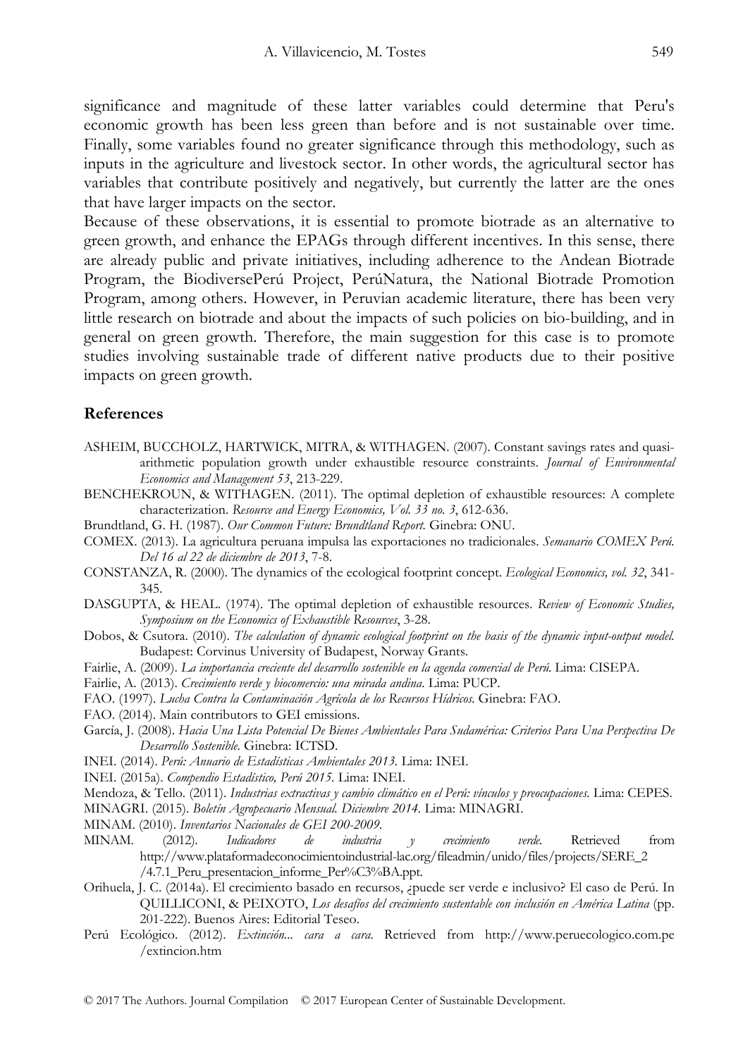significance and magnitude of these latter variables could determine that Peru's economic growth has been less green than before and is not sustainable over time. Finally, some variables found no greater significance through this methodology, such as inputs in the agriculture and livestock sector. In other words, the agricultural sector has variables that contribute positively and negatively, but currently the latter are the ones that have larger impacts on the sector.

Because of these observations, it is essential to promote biotrade as an alternative to green growth, and enhance the EPAGs through different incentives. In this sense, there are already public and private initiatives, including adherence to the Andean Biotrade Program, the BiodiversePerú Project, PerúNatura, the National Biotrade Promotion Program, among others. However, in Peruvian academic literature, there has been very little research on biotrade and about the impacts of such policies on bio-building, and in general on green growth. Therefore, the main suggestion for this case is to promote studies involving sustainable trade of different native products due to their positive impacts on green growth.

## References

ASHEIM, BUCCHOLZ, HARTWICK, MITRA, & WITHAGEN. (2007). Constant savings rates and quasi-arithmetic population growth under exhaustible resource constraints. *Journal of Environmental Economics and Management 53*, 213-229.

BENCHEKROUN, & WITHAGEN. (2011). The optimal depletion of exhaustible resources: A complete characterization. *Resource and Energy Economics, Vol. 33 no. 3*, 612-636.

Brundtland, G. H. (1987). *Our Common Future: Brundtland Report.* Ginebra: ONU.

COMEX. (2013). La agricultura peruana impulsa las exportaciones no tradicionales. *Semanario COMEX Perú. Del 16 al 22 de diciembre de 2013*, 7-8.

CONSTANZA, R. (2000). The dynamics of the ecological footprint concept. *Ecological Economics, vol. 32*, 341-345.

DASGUPTA, & HEAL. (1974). The optimal depletion of exhaustible resources. *Review of Economic Studies, Symposium on the Economics of Exhaustible Resources*, 3-28.

Dobos, & Csutora. (2010). *The calculation of dynamic ecological footprint on the basis of the dynamic input-output model.* Budapest: Corvinus University of Budapest, Norway Grants.

Fairlie, A. (2009). *La importancia creciente del desarrollo sostenible en la agenda comercial de Perú.* Lima: CISEPA.

Fairlie, A. (2013). *Crecimiento verde y biocomercio: una mirada andina.* Lima: PUCP.

FAO. (1997). *Lucha Contra la Contaminación Agrícola de los Recursos Hídricos.* Ginebra: FAO.

FAO. (2014). Main contributors to GEI emissions.

García, J. (2008). *Hacia Una Lista Potencial De Bienes Ambientales Para Sudamérica: Criterios Para Una Perspectiva De Desarrollo Sostenible.* Ginebra: ICTSD.

INEI. (2014). *Perú: Anuario de Estadísticas Ambientales 2013.* Lima: INEI.

INEI. (2015a). *Compendio Estadístico, Perú 2015.* Lima: INEI.

Mendoza, & Tello. (2011). *Industrias extractivas y cambio climático en el Perú: vínculos y preocupaciones.* Lima: CEPES.

MINAGRI. (2015). *Boletín Agropecuario Mensual. Diciembre 2014.* Lima: MINAGRI.

MINAM. (2010). *Inventarios Nacionales de GEI 200-2009.*

MINAM. (2012). *Indicadores de industria y crecimiento verde.* Retrieved from http://www.plataformadeconocimientoindustrial-lac.org/fileadmin/unido/files/projects/SERE_2/4.7.1_Peru_presentacion_informe_Per%C3%BA.ppt.

Orihuela, J. C. (2014a). El crecimiento basado en recursos, ¿puede ser verde e inclusivo? El caso de Perú. In QUILLICONI, & PEIXOTO, *Los desafíos del crecimiento sustentable con inclusión en América Latina* (pp. 201-222). Buenos Aires: Editorial Teseo.

Perú Ecológico. (2012). *Extinción... cara a cara.* Retrieved from http://www.peruecologico.com.pe/extincion.htm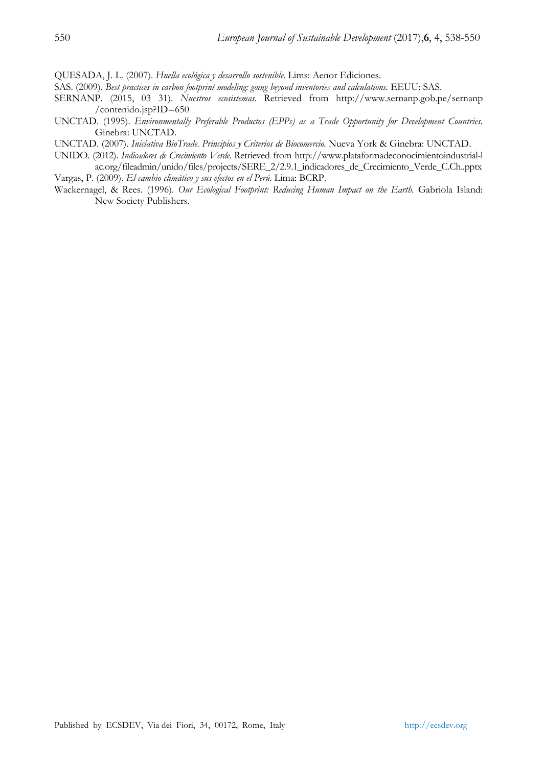QUESADA, J. L. (2007). *Huella ecológica y desarrollo sostenible*. Lims: Aenor Ediciones.

SAS. (2009). *Best practices in carbon footprint modeling: going beyond inventories and calculations*. EEUU: SAS.

SERNANP. (2015, 03 31). *Nuestros ecosistemas*. Retrieved from http://www.sernanp.gob.pe/sernanp/contenido.jsp?ID=650

UNCTAD. (1995). *Environmentally Preferable Productos (EPPs) as a Trade Opportunity for Development Countries*. Ginebra: UNCTAD.

UNCTAD. (2007). *Iniciativa BioTrade. Principios y Criterios de Biocomercio*. Nueva York & Ginebra: UNCTAD.

UNIDO. (2012). *Indicadores de Crecimiento Verde*. Retrieved from http://www.plataformadeconocimientoindustrial-lac.org/fileadmin/unido/files/projects/SERE_2/2.9.1_indicadores_de_Crecimiento_Verde_C.Ch..pptx

Vargas, P. (2009). *El cambio climático y sus efectos en el Perú*. Lima: BCRP.

Wackernagel, & Rees. (1996). *Our Ecological Footprint: Reducing Human Impact on the Earth*. Gabriola Island: New Society Publishers.